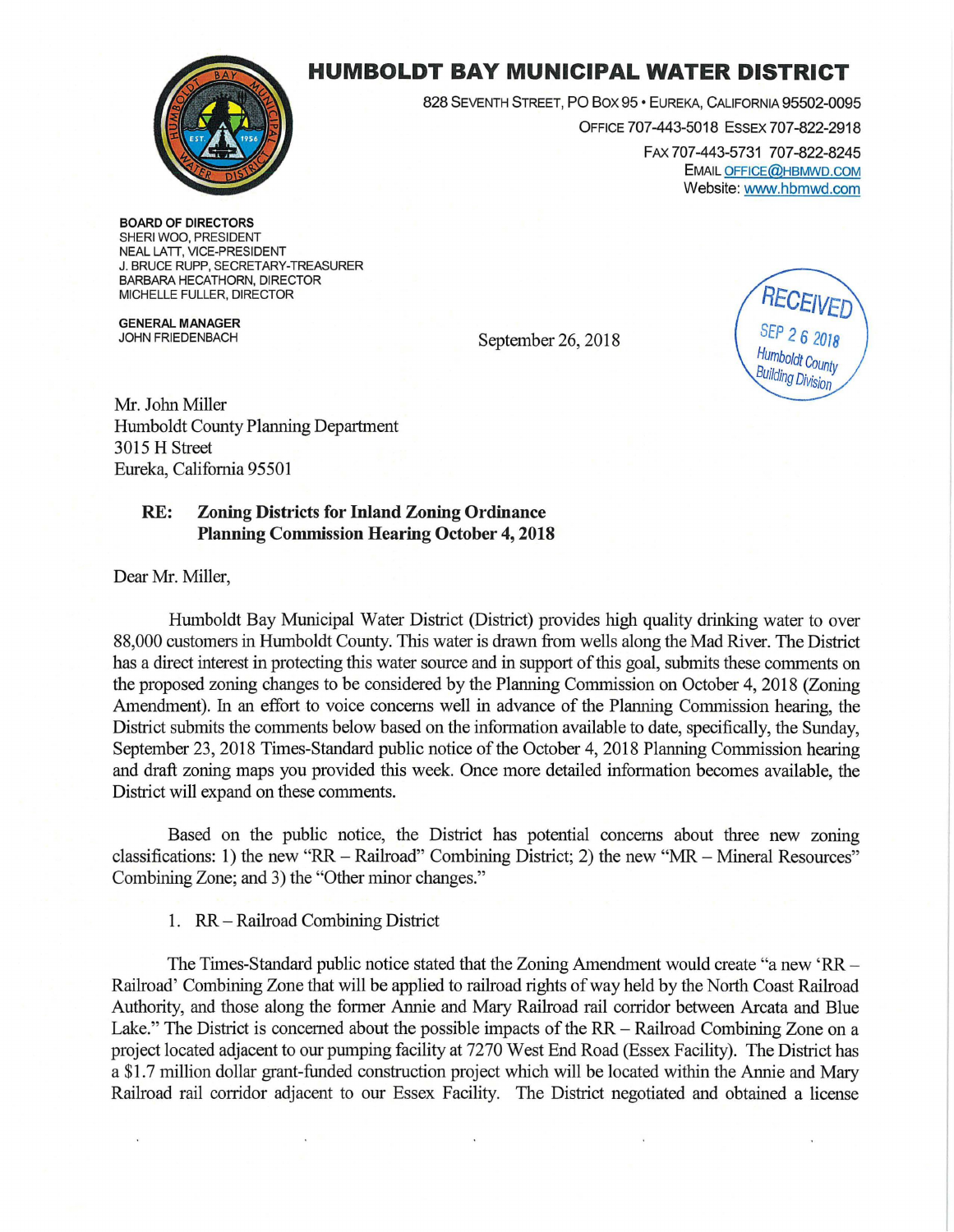# HUMBOLDT BAY MUNICIPAL WATER DISTRICT

828 SEVENTH STREET, PO BOX 95 • EUREKA, CALIFORNIA 95502-0095
OFFICE 707-443-5018 ESSEX 707-822-2918
FAX 707-443-5731 707-822-8245
EMAIL OFFICE@HBMWD.COM
Website: www.hbmwd.com

**BOARD OF DIRECTORS**
SHERI WOO, PRESIDENT
NEAL LATT, VICE-PRESIDENT
J. BRUCE RUPP, SECRETARY-TREASURER
BARBARA HECATHORN, DIRECTOR
MICHELLE FULLER, DIRECTOR

**GENERAL MANAGER**
JOHN FRIEDENBACH

RECEIVED
SEP 26 2018
Humboldt County
Building Division

September 26, 2018

Mr. John Miller
Humboldt County Planning Department
3015 H Street
Eureka, California 95501

**RE: Zoning Districts for Inland Zoning Ordinance**
**Planning Commission Hearing October 4, 2018**

Dear Mr. Miller,

Humboldt Bay Municipal Water District (District) provides high quality drinking water to over 88,000 customers in Humboldt County. This water is drawn from wells along the Mad River. The District has a direct interest in protecting this water source and in support of this goal, submits these comments on the proposed zoning changes to be considered by the Planning Commission on October 4, 2018 (Zoning Amendment). In an effort to voice concerns well in advance of the Planning Commission hearing, the District submits the comments below based on the information available to date, specifically, the Sunday, September 23, 2018 Times-Standard public notice of the October 4, 2018 Planning Commission hearing and draft zoning maps you provided this week. Once more detailed information becomes available, the District will expand on these comments.

Based on the public notice, the District has potential concerns about three new zoning classifications: 1) the new "RR – Railroad" Combining District; 2) the new "MR – Mineral Resources" Combining Zone; and 3) the "Other minor changes."

1. RR – Railroad Combining District

The Times-Standard public notice stated that the Zoning Amendment would create "a new 'RR – Railroad' Combining Zone that will be applied to railroad rights of way held by the North Coast Railroad Authority, and those along the former Annie and Mary Railroad rail corridor between Arcata and Blue Lake." The District is concerned about the possible impacts of the RR – Railroad Combining Zone on a project located adjacent to our pumping facility at 7270 West End Road (Essex Facility). The District has a $1.7 million dollar grant-funded construction project which will be located within the Annie and Mary Railroad rail corridor adjacent to our Essex Facility. The District negotiated and obtained a license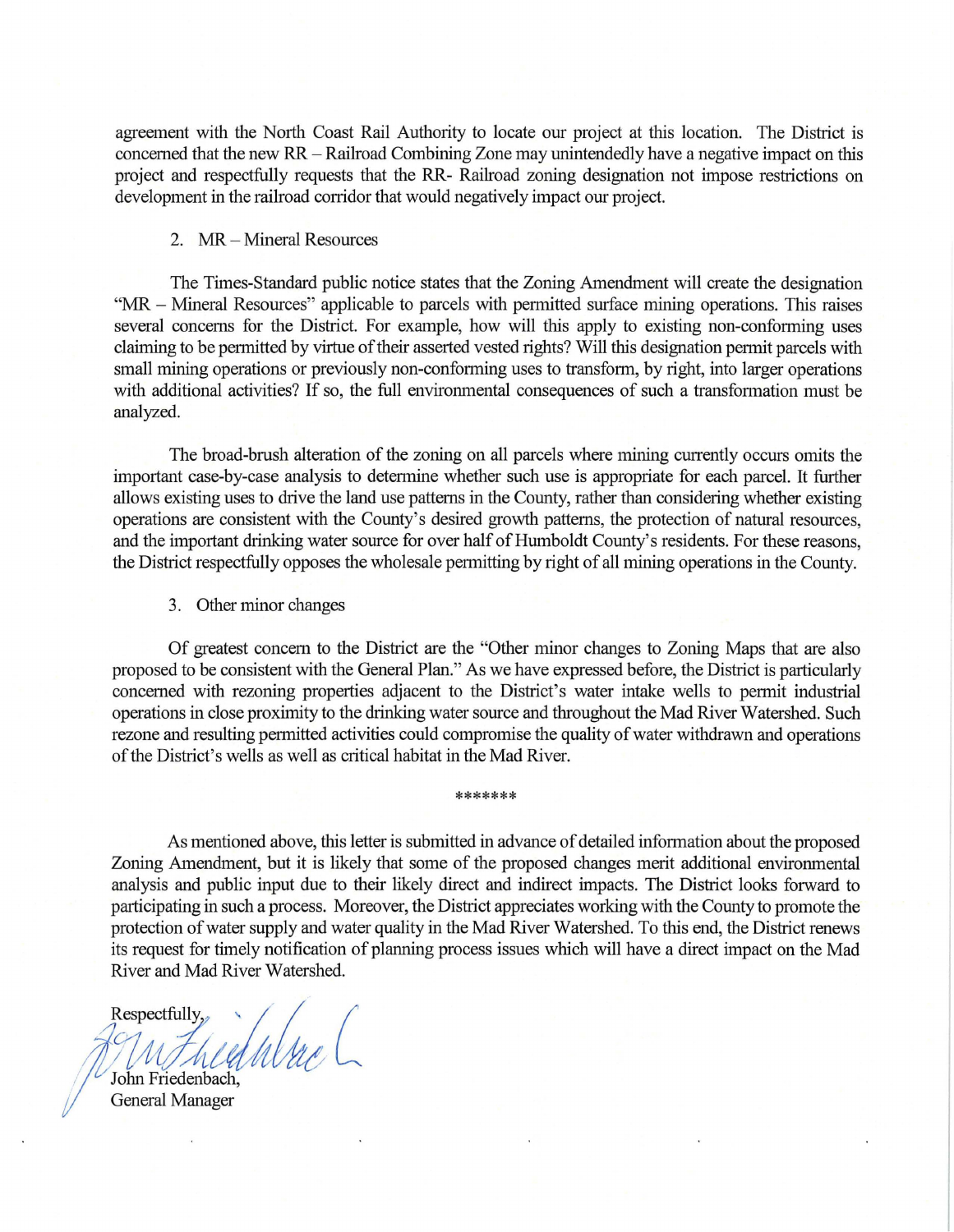agreement with the North Coast Rail Authority to locate our project at this location. The District is concerned that the new RR – Railroad Combining Zone may unintendedly have a negative impact on this project and respectfully requests that the RR- Railroad zoning designation not impose restrictions on development in the railroad corridor that would negatively impact our project.

2. MR – Mineral Resources

The Times-Standard public notice states that the Zoning Amendment will create the designation "MR – Mineral Resources" applicable to parcels with permitted surface mining operations. This raises several concerns for the District. For example, how will this apply to existing non-conforming uses claiming to be permitted by virtue of their asserted vested rights? Will this designation permit parcels with small mining operations or previously non-conforming uses to transform, by right, into larger operations with additional activities? If so, the full environmental consequences of such a transformation must be analyzed.

The broad-brush alteration of the zoning on all parcels where mining currently occurs omits the important case-by-case analysis to determine whether such use is appropriate for each parcel. It further allows existing uses to drive the land use patterns in the County, rather than considering whether existing operations are consistent with the County's desired growth patterns, the protection of natural resources, and the important drinking water source for over half of Humboldt County's residents. For these reasons, the District respectfully opposes the wholesale permitting by right of all mining operations in the County.

3. Other minor changes

Of greatest concern to the District are the "Other minor changes to Zoning Maps that are also proposed to be consistent with the General Plan." As we have expressed before, the District is particularly concerned with rezoning properties adjacent to the District's water intake wells to permit industrial operations in close proximity to the drinking water source and throughout the Mad River Watershed. Such rezone and resulting permitted activities could compromise the quality of water withdrawn and operations of the District's wells as well as critical habitat in the Mad River.

*******

As mentioned above, this letter is submitted in advance of detailed information about the proposed Zoning Amendment, but it is likely that some of the proposed changes merit additional environmental analysis and public input due to their likely direct and indirect impacts. The District looks forward to participating in such a process. Moreover, the District appreciates working with the County to promote the protection of water supply and water quality in the Mad River Watershed. To this end, the District renews its request for timely notification of planning process issues which will have a direct impact on the Mad River and Mad River Watershed.

Respectfully,

John Friedenbach,
General Manager